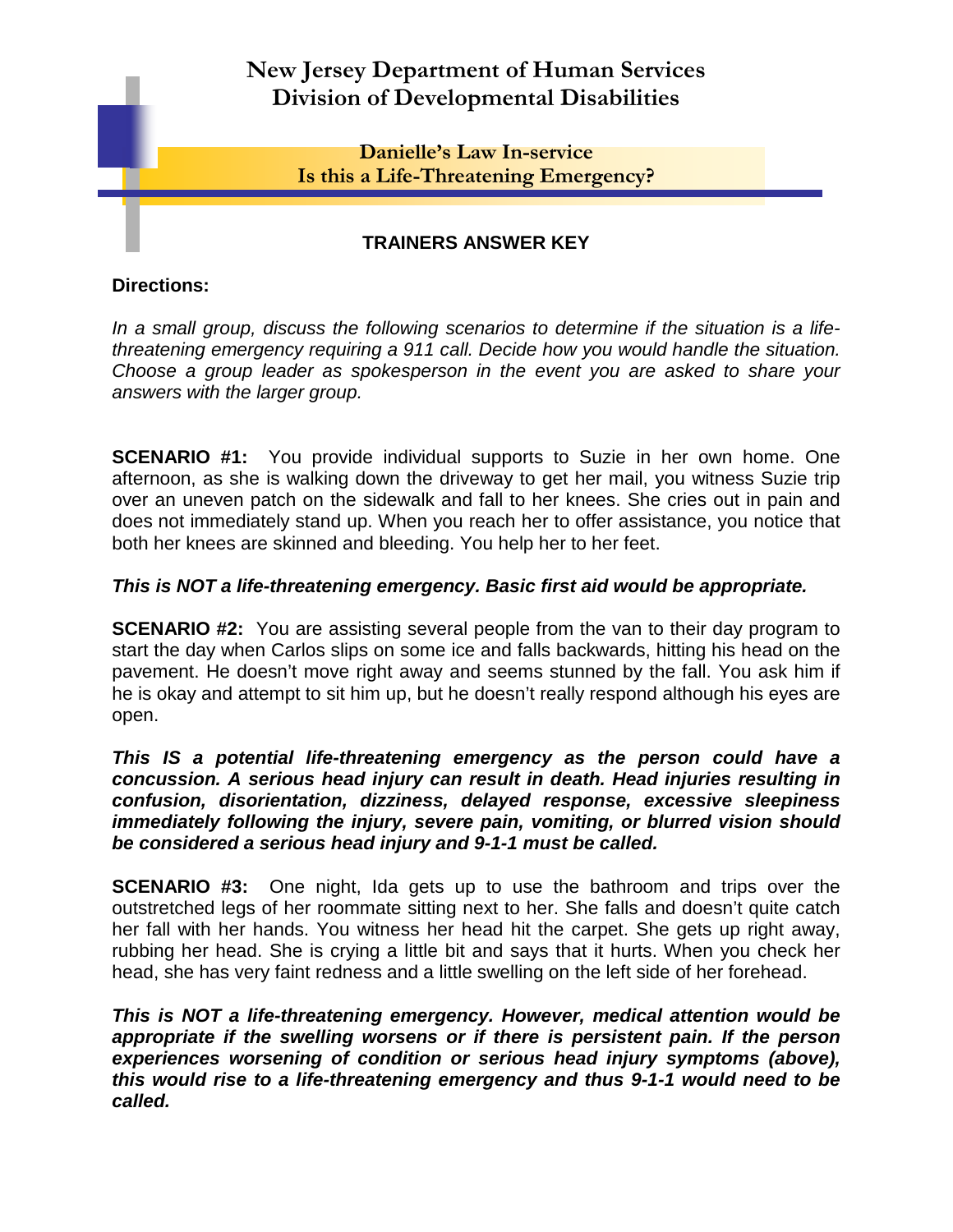# New Jersey Department of Human Services
# Division of Developmental Disabilities

## Danielle's Law In-service
## Is this a Life-Threatening Emergency?

### TRAINERS ANSWER KEY

**Directions:**

*In a small group, discuss the following scenarios to determine if the situation is a life-threatening emergency requiring a 911 call. Decide how you would handle the situation. Choose a group leader as spokesperson in the event you are asked to share your answers with the larger group.*

**SCENARIO #1:** You provide individual supports to Suzie in her own home. One afternoon, as she is walking down the driveway to get her mail, you witness Suzie trip over an uneven patch on the sidewalk and fall to her knees. She cries out in pain and does not immediately stand up. When you reach her to offer assistance, you notice that both her knees are skinned and bleeding. You help her to her feet.

***This is NOT a life-threatening emergency. Basic first aid would be appropriate.***

**SCENARIO #2:** You are assisting several people from the van to their day program to start the day when Carlos slips on some ice and falls backwards, hitting his head on the pavement. He doesn't move right away and seems stunned by the fall. You ask him if he is okay and attempt to sit him up, but he doesn't really respond although his eyes are open.

***This IS a potential life-threatening emergency as the person could have a concussion. A serious head injury can result in death. Head injuries resulting in confusion, disorientation, dizziness, delayed response, excessive sleepiness immediately following the injury, severe pain, vomiting, or blurred vision should be considered a serious head injury and 9-1-1 must be called.***

**SCENARIO #3:** One night, Ida gets up to use the bathroom and trips over the outstretched legs of her roommate sitting next to her. She falls and doesn't quite catch her fall with her hands. You witness her head hit the carpet. She gets up right away, rubbing her head. She is crying a little bit and says that it hurts. When you check her head, she has very faint redness and a little swelling on the left side of her forehead.

***This is NOT a life-threatening emergency. However, medical attention would be appropriate if the swelling worsens or if there is persistent pain. If the person experiences worsening of condition or serious head injury symptoms (above), this would rise to a life-threatening emergency and thus 9-1-1 would need to be called.***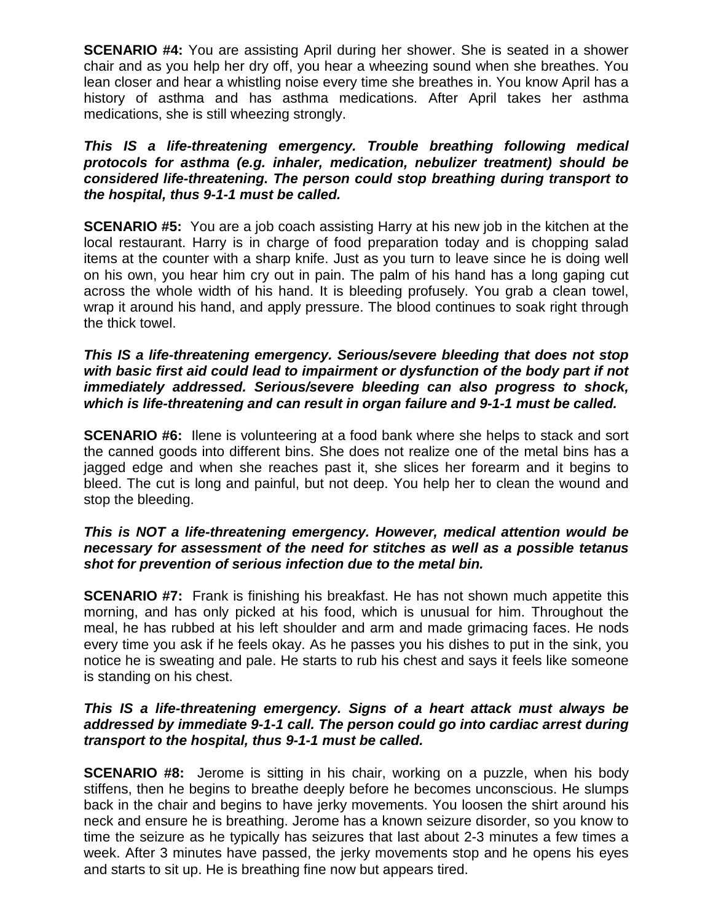**SCENARIO #4:** You are assisting April during her shower. She is seated in a shower chair and as you help her dry off, you hear a wheezing sound when she breathes. You lean closer and hear a whistling noise every time she breathes in. You know April has a history of asthma and has asthma medications. After April takes her asthma medications, she is still wheezing strongly.

***This IS a life-threatening emergency. Trouble breathing following medical protocols for asthma (e.g. inhaler, medication, nebulizer treatment) should be considered life-threatening. The person could stop breathing during transport to the hospital, thus 9-1-1 must be called.***

**SCENARIO #5:** You are a job coach assisting Harry at his new job in the kitchen at the local restaurant. Harry is in charge of food preparation today and is chopping salad items at the counter with a sharp knife. Just as you turn to leave since he is doing well on his own, you hear him cry out in pain. The palm of his hand has a long gaping cut across the whole width of his hand. It is bleeding profusely. You grab a clean towel, wrap it around his hand, and apply pressure. The blood continues to soak right through the thick towel.

***This IS a life-threatening emergency. Serious/severe bleeding that does not stop with basic first aid could lead to impairment or dysfunction of the body part if not immediately addressed. Serious/severe bleeding can also progress to shock, which is life-threatening and can result in organ failure and 9-1-1 must be called.***

**SCENARIO #6:** Ilene is volunteering at a food bank where she helps to stack and sort the canned goods into different bins. She does not realize one of the metal bins has a jagged edge and when she reaches past it, she slices her forearm and it begins to bleed. The cut is long and painful, but not deep. You help her to clean the wound and stop the bleeding.

***This is NOT a life-threatening emergency. However, medical attention would be necessary for assessment of the need for stitches as well as a possible tetanus shot for prevention of serious infection due to the metal bin.***

**SCENARIO #7:** Frank is finishing his breakfast. He has not shown much appetite this morning, and has only picked at his food, which is unusual for him. Throughout the meal, he has rubbed at his left shoulder and arm and made grimacing faces. He nods every time you ask if he feels okay. As he passes you his dishes to put in the sink, you notice he is sweating and pale. He starts to rub his chest and says it feels like someone is standing on his chest.

***This IS a life-threatening emergency. Signs of a heart attack must always be addressed by immediate 9-1-1 call. The person could go into cardiac arrest during transport to the hospital, thus 9-1-1 must be called.***

**SCENARIO #8:** Jerome is sitting in his chair, working on a puzzle, when his body stiffens, then he begins to breathe deeply before he becomes unconscious. He slumps back in the chair and begins to have jerky movements. You loosen the shirt around his neck and ensure he is breathing. Jerome has a known seizure disorder, so you know to time the seizure as he typically has seizures that last about 2-3 minutes a few times a week. After 3 minutes have passed, the jerky movements stop and he opens his eyes and starts to sit up. He is breathing fine now but appears tired.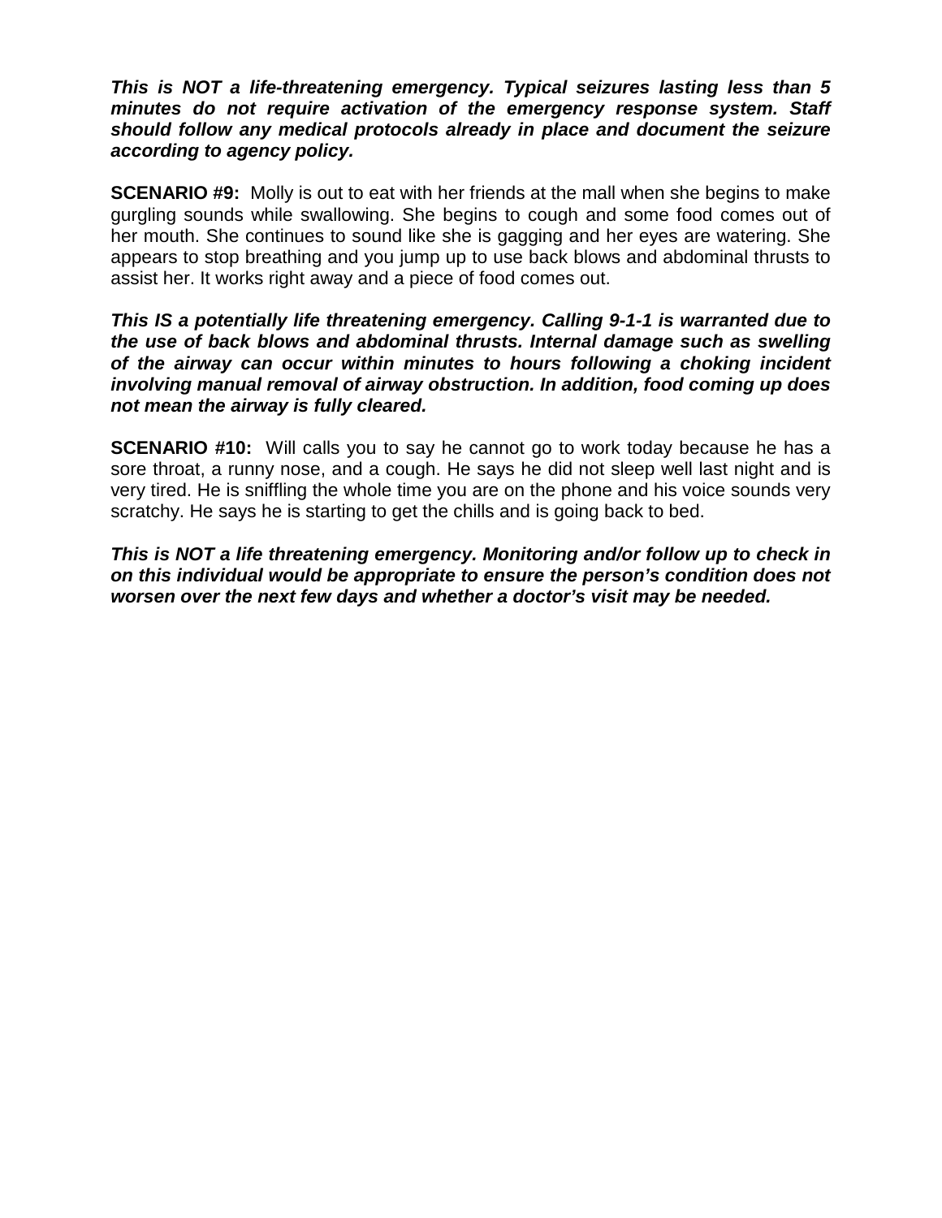***This is NOT a life-threatening emergency. Typical seizures lasting less than 5 minutes do not require activation of the emergency response system. Staff should follow any medical protocols already in place and document the seizure according to agency policy.***

**SCENARIO #9:** Molly is out to eat with her friends at the mall when she begins to make gurgling sounds while swallowing. She begins to cough and some food comes out of her mouth. She continues to sound like she is gagging and her eyes are watering. She appears to stop breathing and you jump up to use back blows and abdominal thrusts to assist her. It works right away and a piece of food comes out.

***This IS a potentially life threatening emergency. Calling 9-1-1 is warranted due to the use of back blows and abdominal thrusts. Internal damage such as swelling of the airway can occur within minutes to hours following a choking incident involving manual removal of airway obstruction. In addition, food coming up does not mean the airway is fully cleared.***

**SCENARIO #10:** Will calls you to say he cannot go to work today because he has a sore throat, a runny nose, and a cough. He says he did not sleep well last night and is very tired. He is sniffling the whole time you are on the phone and his voice sounds very scratchy. He says he is starting to get the chills and is going back to bed.

***This is NOT a life threatening emergency. Monitoring and/or follow up to check in on this individual would be appropriate to ensure the person's condition does not worsen over the next few days and whether a doctor's visit may be needed.***